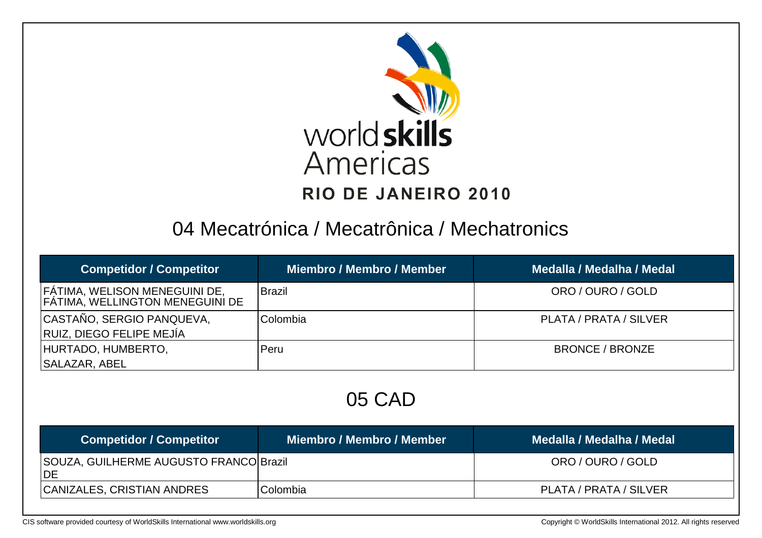worldskills Americas

RIO DE JANEIRO 2010

## 04 Mecatrónica / Mecatrônica / Mechatronics

| Competidor / Competitor | Miembro / Membro / Member | Medalla / Medalha / Medal |
|---|---|---|
| FÁTIMA, WELISON MENEGUINI DE, FÁTIMA, WELLINGTON MENEGUINI DE | Brazil | ORO / OURO / GOLD |
| CASTAÑO, SERGIO PANQUEVA, RUIZ, DIEGO FELIPE MEJÍA | Colombia | PLATA / PRATA / SILVER |
| HURTADO, HUMBERTO, SALAZAR, ABEL | Peru | BRONCE / BRONZE |

## 05 CAD

| Competidor / Competitor | Miembro / Membro / Member | Medalla / Medalha / Medal |
|---|---|---|
| SOUZA, GUILHERME AUGUSTO FRANCO DE | Brazil | ORO / OURO / GOLD |
| CANIZALES, CRISTIAN ANDRES | Colombia | PLATA / PRATA / SILVER |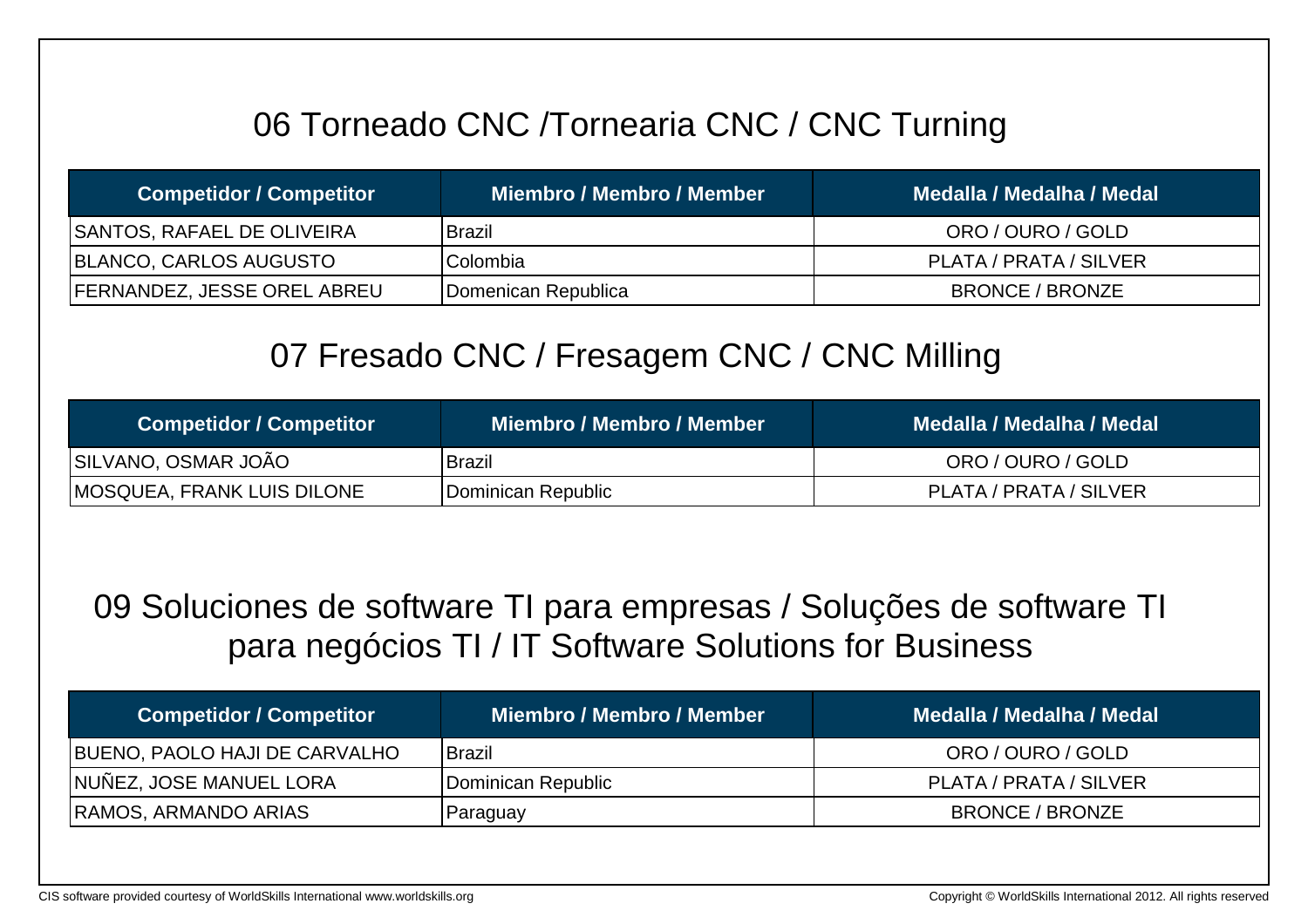## 06 Torneado CNC /Tornearia CNC / CNC Turning

| Competidor / Competitor | Miembro / Membro / Member | Medalla / Medalha / Medal |
| --- | --- | --- |
| SANTOS, RAFAEL DE OLIVEIRA | Brazil | ORO / OURO / GOLD |
| BLANCO, CARLOS AUGUSTO | Colombia | PLATA / PRATA / SILVER |
| FERNANDEZ, JESSE OREL ABREU | Domenican Republica | BRONCE / BRONZE |

## 07 Fresado CNC / Fresagem CNC / CNC Milling

| Competidor / Competitor | Miembro / Membro / Member | Medalla / Medalha / Medal |
| --- | --- | --- |
| SILVANO, OSMAR JOÃO | Brazil | ORO / OURO / GOLD |
| MOSQUEA, FRANK LUIS DILONE | Dominican Republic | PLATA / PRATA / SILVER |

## 09 Soluciones de software TI para empresas / Soluções de software TI para negócios TI / IT Software Solutions for Business

| Competidor / Competitor | Miembro / Membro / Member | Medalla / Medalha / Medal |
| --- | --- | --- |
| BUENO, PAOLO HAJI DE CARVALHO | Brazil | ORO / OURO / GOLD |
| NUÑEZ, JOSE MANUEL LORA | Dominican Republic | PLATA / PRATA / SILVER |
| RAMOS, ARMANDO ARIAS | Paraguay | BRONCE / BRONZE |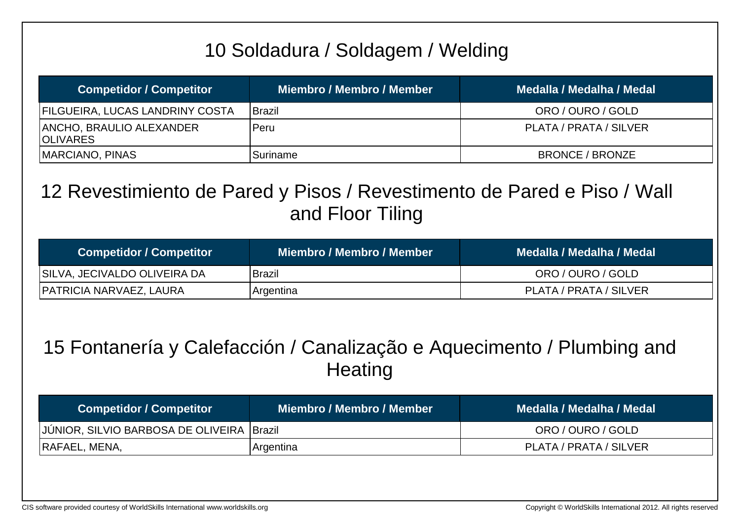## 10 Soldadura / Soldagem / Welding

| Competidor / Competitor | Miembro / Membro / Member | Medalla / Medalha / Medal |
|---|---|---|
| FILGUEIRA, LUCAS LANDRINY COSTA | Brazil | ORO / OURO / GOLD |
| ANCHO, BRAULIO ALEXANDER OLIVARES | Peru | PLATA / PRATA / SILVER |
| MARCIANO, PINAS | Suriname | BRONCE / BRONZE |

## 12 Revestimiento de Pared y Pisos / Revestimento de Pared e Piso / Wall and Floor Tiling

| Competidor / Competitor | Miembro / Membro / Member | Medalla / Medalha / Medal |
|---|---|---|
| SILVA, JECIVALDO OLIVEIRA DA | Brazil | ORO / OURO / GOLD |
| PATRICIA NARVAEZ, LAURA | Argentina | PLATA / PRATA / SILVER |

## 15 Fontanería y Calefacción / Canalização e Aquecimento / Plumbing and Heating

| Competidor / Competitor | Miembro / Membro / Member | Medalla / Medalha / Medal |
|---|---|---|
| JÚNIOR, SILVIO BARBOSA DE OLIVEIRA | Brazil | ORO / OURO / GOLD |
| RAFAEL, MENA, | Argentina | PLATA / PRATA / SILVER |

CIS software provided courtesy of WorldSkills International www.worldskills.org

Copyright © WorldSkills International 2012. All rights reserved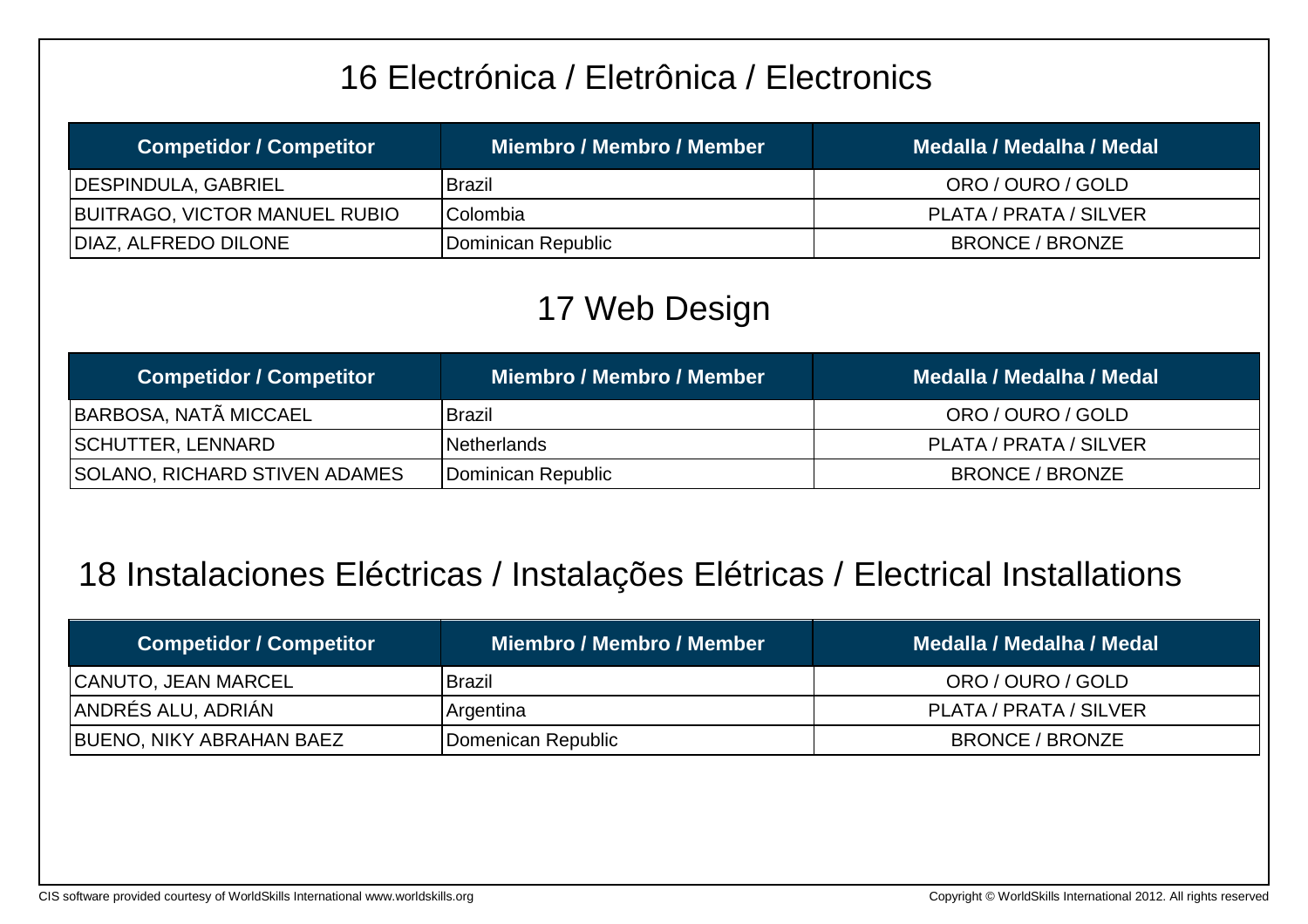## 16 Electrónica / Eletrônica / Electronics

| Competidor / Competitor | Miembro / Membro / Member | Medalla / Medalha / Medal |
| --- | --- | --- |
| DESPINDULA, GABRIEL | Brazil | ORO / OURO / GOLD |
| BUITRAGO, VICTOR MANUEL RUBIO | Colombia | PLATA / PRATA / SILVER |
| DIAZ, ALFREDO DILONE | Dominican Republic | BRONCE / BRONZE |

## 17 Web Design

| Competidor / Competitor | Miembro / Membro / Member | Medalla / Medalha / Medal |
| --- | --- | --- |
| BARBOSA, NATÃ MICCAEL | Brazil | ORO / OURO / GOLD |
| SCHUTTER, LENNARD | Netherlands | PLATA / PRATA / SILVER |
| SOLANO, RICHARD STIVEN ADAMES | Dominican Republic | BRONCE / BRONZE |

## 18 Instalaciones Eléctricas / Instalações Elétricas / Electrical Installations

| Competidor / Competitor | Miembro / Membro / Member | Medalla / Medalha / Medal |
| --- | --- | --- |
| CANUTO, JEAN MARCEL | Brazil | ORO / OURO / GOLD |
| ANDRÉS ALU, ADRIÁN | Argentina | PLATA / PRATA / SILVER |
| BUENO, NIKY ABRAHAN BAEZ | Domenican Republic | BRONCE / BRONZE |

CIS software provided courtesy of WorldSkills International www.worldskills.org

Copyright © WorldSkills International 2012. All rights reserved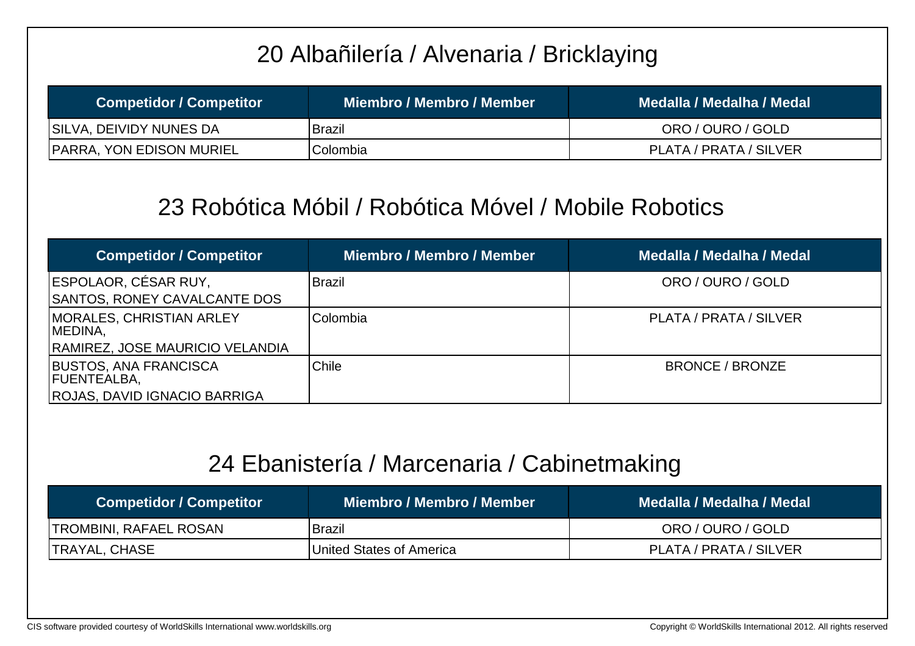## 20 Albañilería / Alvenaria / Bricklaying

| Competidor / Competitor | Miembro / Membro / Member | Medalla / Medalha / Medal |
|---|---|---|
| SILVA, DEIVIDY NUNES DA | Brazil | ORO / OURO / GOLD |
| PARRA, YON EDISON MURIEL | Colombia | PLATA / PRATA / SILVER |

## 23 Robótica Móbil / Robótica Móvel / Mobile Robotics

| Competidor / Competitor | Miembro / Membro / Member | Medalla / Medalha / Medal |
|---|---|---|
| ESPOLAOR, CÉSAR RUY,<br>SANTOS, RONEY CAVALCANTE DOS | Brazil | ORO / OURO / GOLD |
| MORALES, CHRISTIAN ARLEY MEDINA,<br>RAMIREZ, JOSE MAURICIO VELANDIA | Colombia | PLATA / PRATA / SILVER |
| BUSTOS, ANA FRANCISCA FUENTEALBA,<br>ROJAS, DAVID IGNACIO BARRIGA | Chile | BRONCE / BRONZE |

## 24 Ebanistería / Marcenaria / Cabinetmaking

| Competidor / Competitor | Miembro / Membro / Member | Medalla / Medalha / Medal |
|---|---|---|
| TROMBINI, RAFAEL ROSAN | Brazil | ORO / OURO / GOLD |
| TRAYAL, CHASE | United States of America | PLATA / PRATA / SILVER |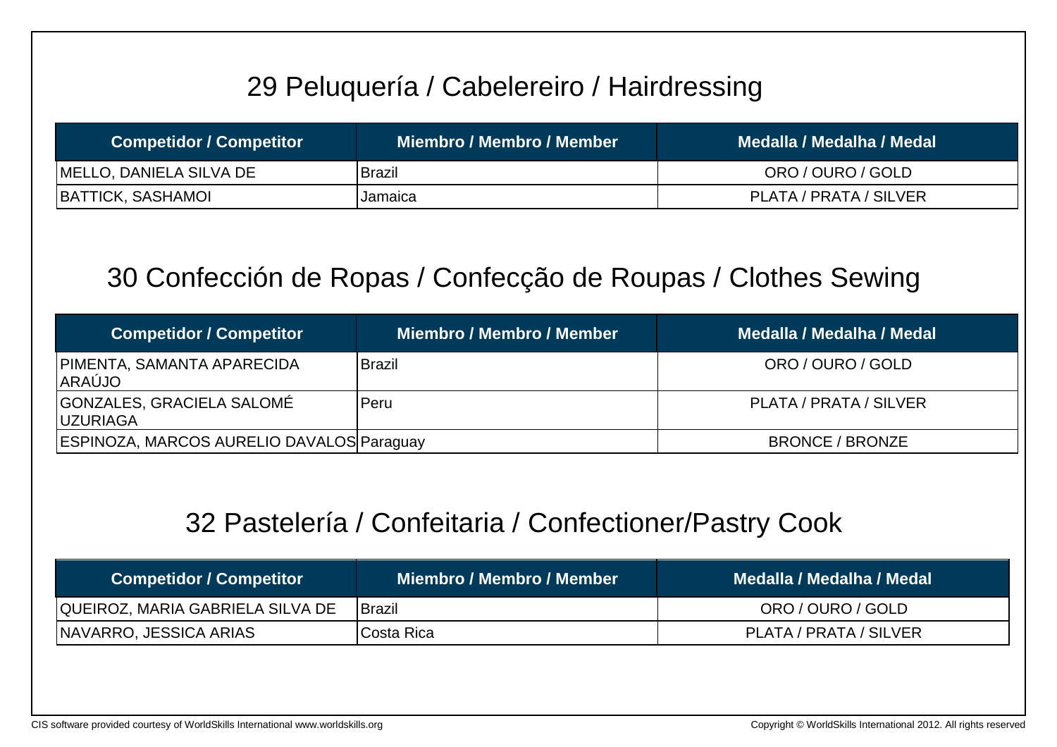## 29 Peluquería / Cabelereiro / Hairdressing

| Competidor / Competitor | Miembro / Membro / Member | Medalla / Medalha / Medal |
|---|---|---|
| MELLO, DANIELA SILVA DE | Brazil | ORO / OURO / GOLD |
| BATTICK, SASHAMOI | Jamaica | PLATA / PRATA / SILVER |

## 30 Confección de Ropas / Confecção de Roupas / Clothes Sewing

| Competidor / Competitor | Miembro / Membro / Member | Medalla / Medalha / Medal |
|---|---|---|
| PIMENTA, SAMANTA APARECIDA ARAÚJO | Brazil | ORO / OURO / GOLD |
| GONZALES, GRACIELA SALOMÉ UZURIAGA | Peru | PLATA / PRATA / SILVER |
| ESPINOZA, MARCOS AURELIO DAVALOS | Paraguay | BRONCE / BRONZE |

## 32 Pastelería / Confeitaria / Confectioner/Pastry Cook

| Competidor / Competitor | Miembro / Membro / Member | Medalla / Medalha / Medal |
|---|---|---|
| QUEIROZ, MARIA GABRIELA SILVA DE | Brazil | ORO / OURO / GOLD |
| NAVARRO, JESSICA ARIAS | Costa Rica | PLATA / PRATA / SILVER |

CIS software provided courtesy of WorldSkills International www.worldskills.org

Copyright © WorldSkills International 2012. All rights reserved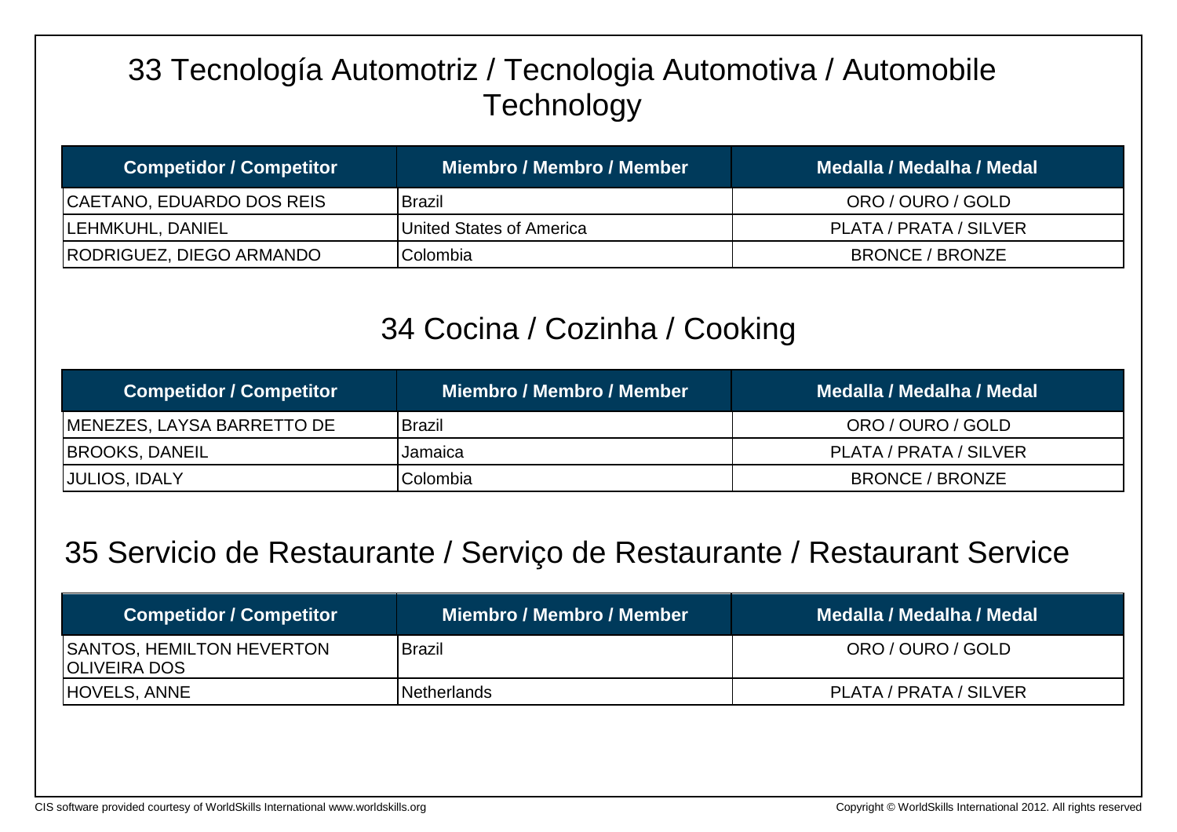## 33 Tecnología Automotriz / Tecnologia Automotiva / Automobile Technology

| Competidor / Competitor | Miembro / Membro / Member | Medalla / Medalha / Medal |
|---|---|---|
| CAETANO, EDUARDO DOS REIS | Brazil | ORO / OURO / GOLD |
| LEHMKUHL, DANIEL | United States of America | PLATA / PRATA / SILVER |
| RODRIGUEZ, DIEGO ARMANDO | Colombia | BRONCE / BRONZE |

## 34 Cocina / Cozinha / Cooking

| Competidor / Competitor | Miembro / Membro / Member | Medalla / Medalha / Medal |
|---|---|---|
| MENEZES, LAYSA BARRETTO DE | Brazil | ORO / OURO / GOLD |
| BROOKS, DANEIL | Jamaica | PLATA / PRATA / SILVER |
| JULIOS, IDALY | Colombia | BRONCE / BRONZE |

## 35 Servicio de Restaurante / Serviço de Restaurante / Restaurant Service

| Competidor / Competitor | Miembro / Membro / Member | Medalla / Medalha / Medal |
|---|---|---|
| SANTOS, HEMILTON HEVERTON OLIVEIRA DOS | Brazil | ORO / OURO / GOLD |
| HOVELS, ANNE | Netherlands | PLATA / PRATA / SILVER |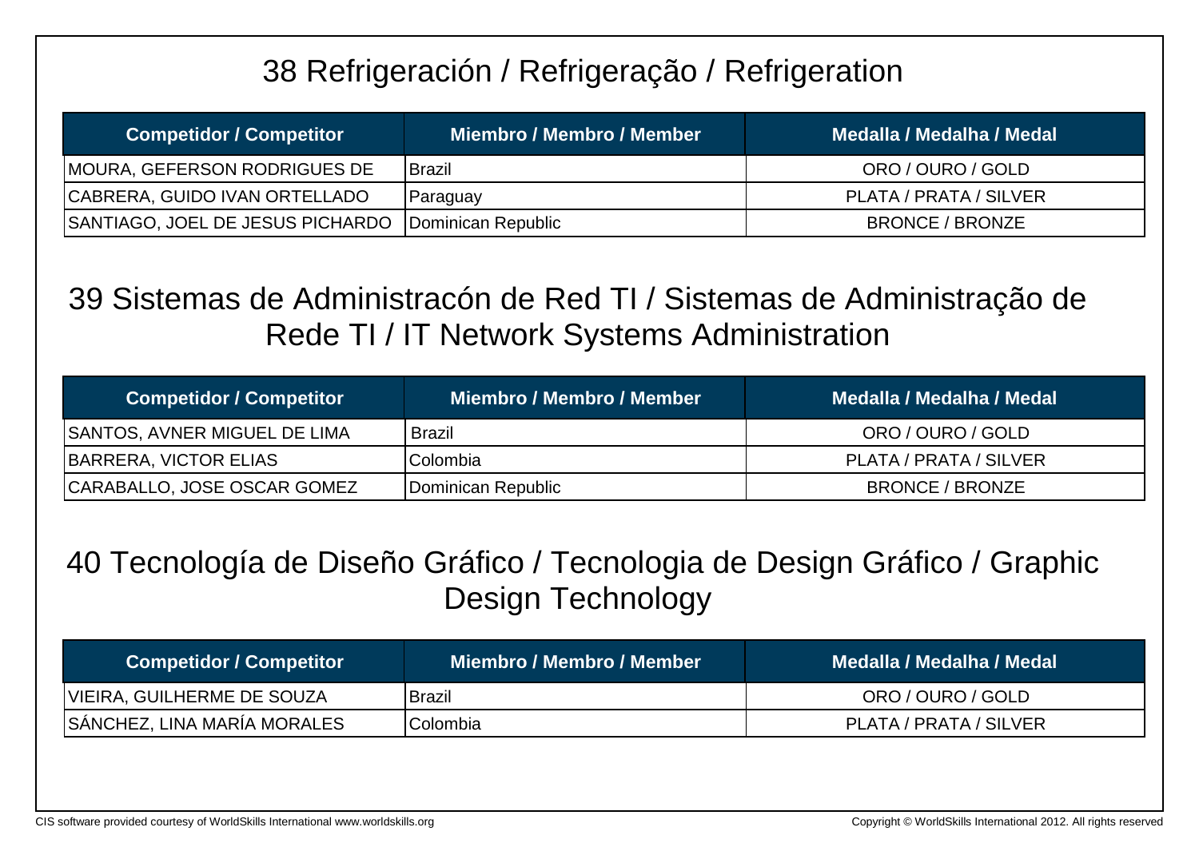## 38 Refrigeración / Refrigeração / Refrigeration

| Competidor / Competitor | Miembro / Membro / Member | Medalla / Medalha / Medal |
|---|---|---|
| MOURA, GEFERSON RODRIGUES DE | Brazil | ORO / OURO / GOLD |
| CABRERA, GUIDO IVAN ORTELLADO | Paraguay | PLATA / PRATA / SILVER |
| SANTIAGO, JOEL DE JESUS PICHARDO | Dominican Republic | BRONCE / BRONZE |

## 39 Sistemas de Administracón de Red TI / Sistemas de Administração de Rede TI / IT Network Systems Administration

| Competidor / Competitor | Miembro / Membro / Member | Medalla / Medalha / Medal |
|---|---|---|
| SANTOS, AVNER MIGUEL DE LIMA | Brazil | ORO / OURO / GOLD |
| BARRERA, VICTOR ELIAS | Colombia | PLATA / PRATA / SILVER |
| CARABALLO, JOSE OSCAR GOMEZ | Dominican Republic | BRONCE / BRONZE |

## 40 Tecnología de Diseño Gráfico / Tecnologia de Design Gráfico / Graphic Design Technology

| Competidor / Competitor | Miembro / Membro / Member | Medalla / Medalha / Medal |
|---|---|---|
| VIEIRA, GUILHERME DE SOUZA | Brazil | ORO / OURO / GOLD |
| SÁNCHEZ, LINA MARÍA MORALES | Colombia | PLATA / PRATA / SILVER |